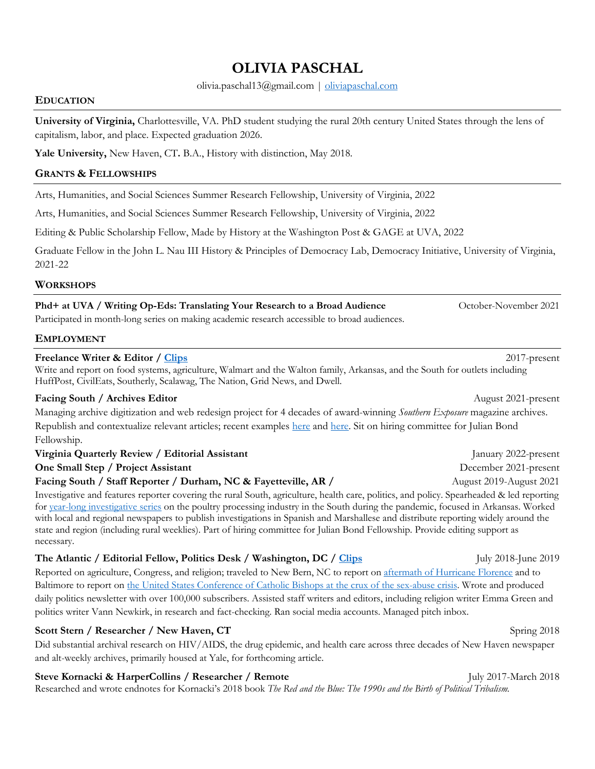# OLIVIA PASCHAL

olivia.paschal13@gmail.com | [oliviapaschal.com](oliviapaschal.com)

## EDUCATION

**University of Virginia,** Charlottesville, VA. PhD student studying the rural 20th century United States through the lens of capitalism, labor, and place. Expected graduation 2026.

**Yale University,** New Haven, CT**.** B.A., History with distinction, May 2018.

## GRANTS & FELLOWSHIPS

Arts, Humanities, and Social Sciences Summer Research Fellowship, University of Virginia, 2022

Arts, Humanities, and Social Sciences Summer Research Fellowship, University of Virginia, 2022

Editing & Public Scholarship Fellow, Made by History at the Washington Post & GAGE at UVA, 2022

Graduate Fellow in the John L. Nau III History & Principles of Democracy Lab, Democracy Initiative, University of Virginia, 2021-22

## WORKSHOPS

**Phd+ at UVA / Writing Op-Eds: Translating Your Research to a Broad Audience** — October-November 2021

Participated in month-long series on making academic research accessible to broad audiences.

## EMPLOYMENT

**Freelance Writer & Editor / Clips** — 2017-present

Write and report on food systems, agriculture, Walmart and the Walton family, Arkansas, and the South for outlets including HuffPost, CivilEats, Southerly, Scalawag, The Nation, Grid News, and Dwell.

**Facing South / Archives Editor** — August 2021-present

Managing archive digitization and web redesign project for 4 decades of award-winning *Southern Exposure* magazine archives. Republish and contextualize relevant articles; recent examples here and here. Sit on hiring committee for Julian Bond Fellowship.

**Virginia Quarterly Review / Editorial Assistant** — January 2022-present

**One Small Step / Project Assistant** — December 2021-present

**Facing South / Staff Reporter / Durham, NC & Fayetteville, AR /** — August 2019-August 2021

Investigative and features reporter covering the rural South, agriculture, health care, politics, and policy. Spearheaded & led reporting for year-long investigative series on the poultry processing industry in the South during the pandemic, focused in Arkansas. Worked with local and regional newspapers to publish investigations in Spanish and Marshallese and distribute reporting widely around the state and region (including rural weeklies). Part of hiring committee for Julian Bond Fellowship. Provide editing support as necessary.

**The Atlantic / Editorial Fellow, Politics Desk / Washington, DC / Clips** — July 2018-June 2019

Reported on agriculture, Congress, and religion; traveled to New Bern, NC to report on aftermath of Hurricane Florence and to Baltimore to report on the United States Conference of Catholic Bishops at the crux of the sex-abuse crisis. Wrote and produced daily politics newsletter with over 100,000 subscribers. Assisted staff writers and editors, including religion writer Emma Green and politics writer Vann Newkirk, in research and fact-checking. Ran social media accounts. Managed pitch inbox.

**Scott Stern / Researcher / New Haven, CT** — Spring 2018

Did substantial archival research on HIV/AIDS, the drug epidemic, and health care across three decades of New Haven newspaper and alt-weekly archives, primarily housed at Yale, for forthcoming article.

**Steve Kornacki & HarperCollins / Researcher / Remote** — July 2017-March 2018

Researched and wrote endnotes for Kornacki's 2018 book *The Red and the Blue: The 1990s and the Birth of Political Tribalism.*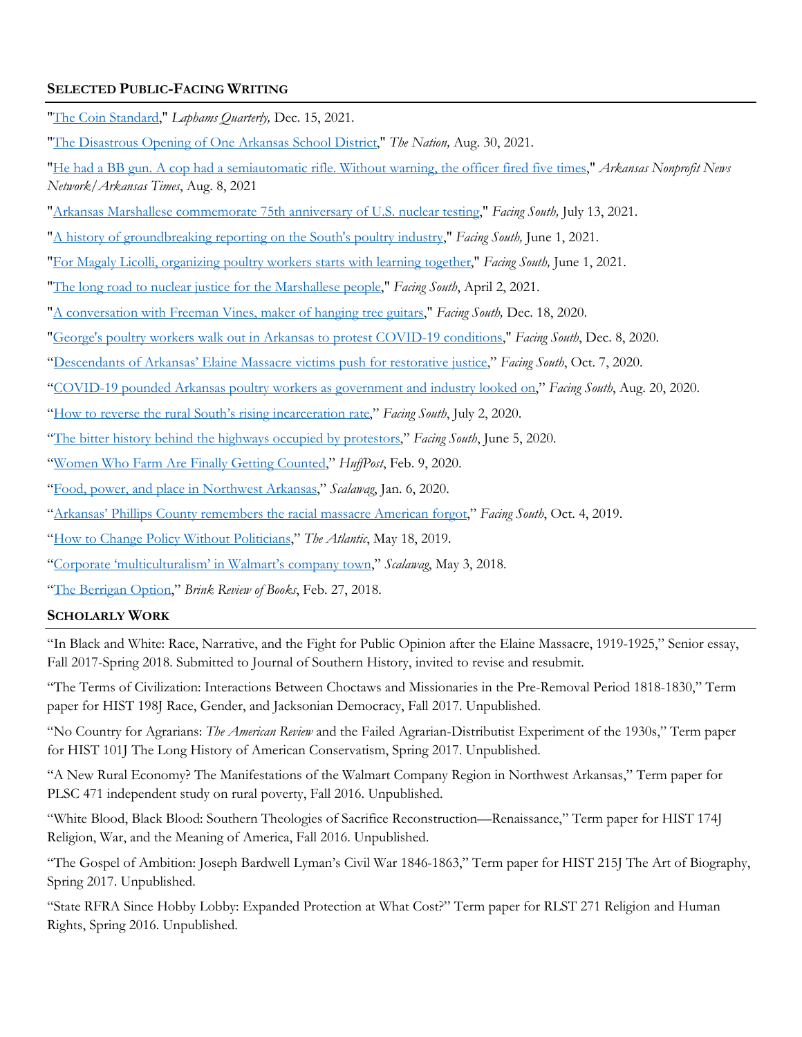## SELECTED PUBLIC-FACING WRITING

"The Coin Standard," *Laphams Quarterly,* Dec. 15, 2021.

"The Disastrous Opening of One Arkansas School District," *The Nation,* Aug. 30, 2021.

"He had a BB gun. A cop had a semiautomatic rifle. Without warning, the officer fired five times," *Arkansas Nonprofit News Network/Arkansas Times*, Aug. 8, 2021

"Arkansas Marshallese commemorate 75th anniversary of U.S. nuclear testing," *Facing South,* July 13, 2021.

"A history of groundbreaking reporting on the South's poultry industry," *Facing South,* June 1, 2021.

"For Magaly Licolli, organizing poultry workers starts with learning together," *Facing South,* June 1, 2021.

"The long road to nuclear justice for the Marshallese people," *Facing South*, April 2, 2021.

"A conversation with Freeman Vines, maker of hanging tree guitars," *Facing South,* Dec. 18, 2020.

"George's poultry workers walk out in Arkansas to protest COVID-19 conditions," *Facing South*, Dec. 8, 2020.

"Descendants of Arkansas' Elaine Massacre victims push for restorative justice," *Facing South*, Oct. 7, 2020.

"COVID-19 pounded Arkansas poultry workers as government and industry looked on," *Facing South*, Aug. 20, 2020.

"How to reverse the rural South's rising incarceration rate," *Facing South*, July 2, 2020.

"The bitter history behind the highways occupied by protestors," *Facing South*, June 5, 2020.

"Women Who Farm Are Finally Getting Counted," *HuffPost*, Feb. 9, 2020.

"Food, power, and place in Northwest Arkansas," *Scalawag*, Jan. 6, 2020.

"Arkansas' Phillips County remembers the racial massacre American forgot," *Facing South*, Oct. 4, 2019.

"How to Change Policy Without Politicians," *The Atlantic*, May 18, 2019.

"Corporate 'multiculturalism' in Walmart's company town," *Scalawag*, May 3, 2018.

"The Berrigan Option," *Brink Review of Books*, Feb. 27, 2018.

## SCHOLARLY WORK

"In Black and White: Race, Narrative, and the Fight for Public Opinion after the Elaine Massacre, 1919-1925," Senior essay, Fall 2017-Spring 2018. Submitted to Journal of Southern History, invited to revise and resubmit.

"The Terms of Civilization: Interactions Between Choctaws and Missionaries in the Pre-Removal Period 1818-1830," Term paper for HIST 198J Race, Gender, and Jacksonian Democracy, Fall 2017. Unpublished.

"No Country for Agrarians: *The American Review* and the Failed Agrarian-Distributist Experiment of the 1930s," Term paper for HIST 101J The Long History of American Conservatism, Spring 2017. Unpublished.

"A New Rural Economy? The Manifestations of the Walmart Company Region in Northwest Arkansas," Term paper for PLSC 471 independent study on rural poverty, Fall 2016. Unpublished.

"White Blood, Black Blood: Southern Theologies of Sacrifice Reconstruction—Renaissance," Term paper for HIST 174J Religion, War, and the Meaning of America, Fall 2016. Unpublished.

"The Gospel of Ambition: Joseph Bardwell Lyman's Civil War 1846-1863," Term paper for HIST 215J The Art of Biography, Spring 2017. Unpublished.

"State RFRA Since Hobby Lobby: Expanded Protection at What Cost?" Term paper for RLST 271 Religion and Human Rights, Spring 2016. Unpublished.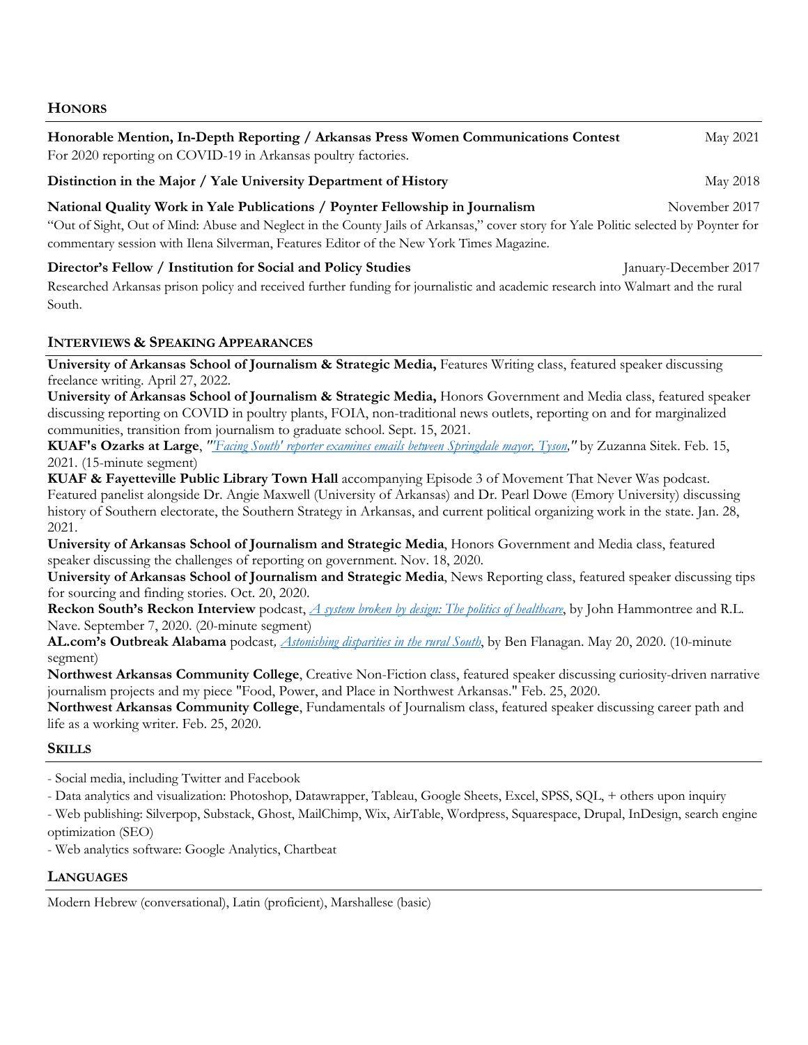## Honors

**Honorable Mention, In-Depth Reporting / Arkansas Press Women Communications Contest** May 2021
For 2020 reporting on COVID-19 in Arkansas poultry factories.

**Distinction in the Major / Yale University Department of History** May 2018

**National Quality Work in Yale Publications / Poynter Fellowship in Journalism** November 2017
"Out of Sight, Out of Mind: Abuse and Neglect in the County Jails of Arkansas," cover story for Yale Politic selected by Poynter for commentary session with Ilena Silverman, Features Editor of the New York Times Magazine.

**Director's Fellow / Institution for Social and Policy Studies** January-December 2017
Researched Arkansas prison policy and received further funding for journalistic and academic research into Walmart and the rural South.

## Interviews & Speaking Appearances

**University of Arkansas School of Journalism & Strategic Media,** Features Writing class, featured speaker discussing freelance writing. April 27, 2022.

**University of Arkansas School of Journalism & Strategic Media,** Honors Government and Media class, featured speaker discussing reporting on COVID in poultry plants, FOIA, non-traditional news outlets, reporting on and for marginalized communities, transition from journalism to graduate school. Sept. 15, 2021.

**KUAF's Ozarks at Large**, *"'Facing South' reporter examines emails between Springdale mayor, Tyson,"* by Zuzanna Sitek. Feb. 15, 2021. (15-minute segment)

**KUAF & Fayetteville Public Library Town Hall** accompanying Episode 3 of Movement That Never Was podcast. Featured panelist alongside Dr. Angie Maxwell (University of Arkansas) and Dr. Pearl Dowe (Emory University) discussing history of Southern electorate, the Southern Strategy in Arkansas, and current political organizing work in the state. Jan. 28, 2021.

**University of Arkansas School of Journalism and Strategic Media**, Honors Government and Media class, featured speaker discussing the challenges of reporting on government. Nov. 18, 2020.

**University of Arkansas School of Journalism and Strategic Media**, News Reporting class, featured speaker discussing tips for sourcing and finding stories. Oct. 20, 2020.

**Reckon South's Reckon Interview** podcast, *A system broken by design: The politics of healthcare*, by John Hammontree and R.L. Nave. September 7, 2020. (20-minute segment)

**AL.com's Outbreak Alabama** podcast, *Astonishing disparities in the rural South*, by Ben Flanagan. May 20, 2020. (10-minute segment)

**Northwest Arkansas Community College**, Creative Non-Fiction class, featured speaker discussing curiosity-driven narrative journalism projects and my piece "Food, Power, and Place in Northwest Arkansas." Feb. 25, 2020.

**Northwest Arkansas Community College**, Fundamentals of Journalism class, featured speaker discussing career path and life as a working writer. Feb. 25, 2020.

## Skills

- Social media, including Twitter and Facebook
- Data analytics and visualization: Photoshop, Datawrapper, Tableau, Google Sheets, Excel, SPSS, SQL, + others upon inquiry
- Web publishing: Silverpop, Substack, Ghost, MailChimp, Wix, AirTable, Wordpress, Squarespace, Drupal, InDesign, search engine optimization (SEO)
- Web analytics software: Google Analytics, Chartbeat

## Languages

Modern Hebrew (conversational), Latin (proficient), Marshallese (basic)